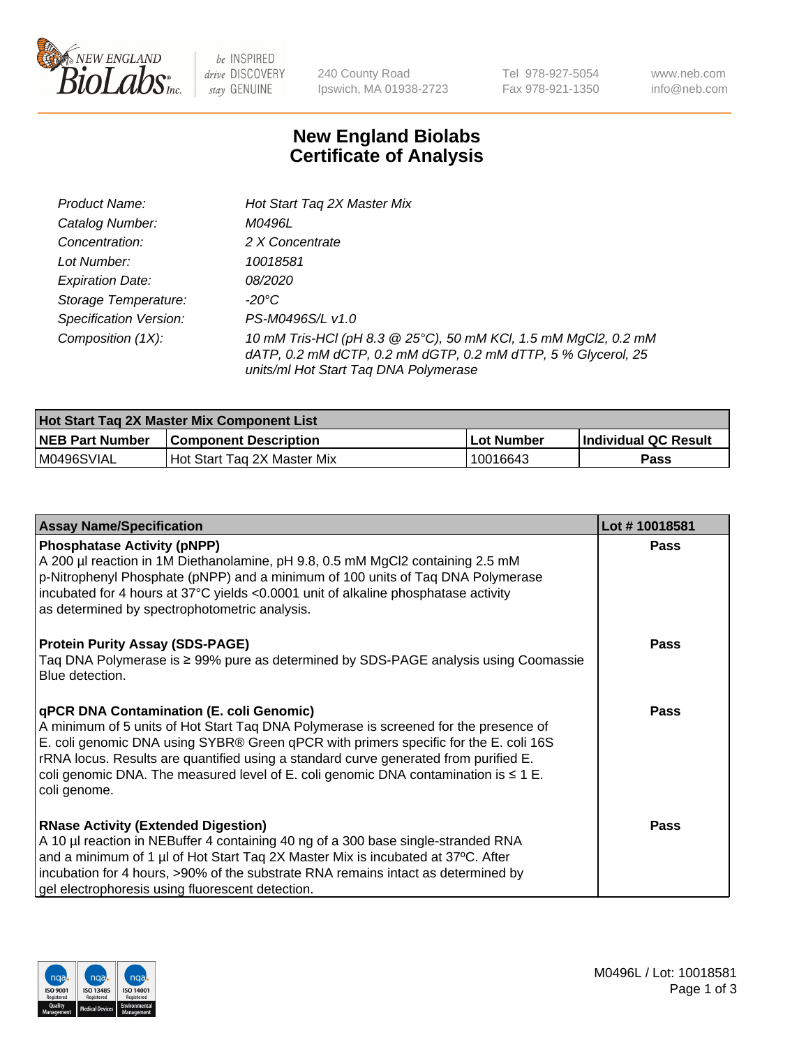# New England Biolabs Certificate of Analysis

| | |
|---|---|
| Product Name: | Hot Start Taq 2X Master Mix |
| Catalog Number: | M0496L |
| Concentration: | 2 X Concentrate |
| Lot Number: | 10018581 |
| Expiration Date: | 08/2020 |
| Storage Temperature: | -20°C |
| Specification Version: | PS-M0496S/L v1.0 |
| Composition (1X): | 10 mM Tris-HCl (pH 8.3 @ 25°C), 50 mM KCl, 1.5 mM MgCl2, 0.2 mM dATP, 0.2 mM dCTP, 0.2 mM dGTP, 0.2 mM dTTP, 5 % Glycerol, 25 units/ml Hot Start Taq DNA Polymerase |

| Hot Start Taq 2X Master Mix Component List | | | |
|---|---|---|---|
| **NEB Part Number** | **Component Description** | **Lot Number** | **Individual QC Result** |
| M0496SVIAL | Hot Start Taq 2X Master Mix | 10016643 | **Pass** |

| Assay Name/Specification | Lot # 10018581 |
|---|---|
| **Phosphatase Activity (pNPP)**<br>A 200 µl reaction in 1M Diethanolamine, pH 9.8, 0.5 mM MgCl2 containing 2.5 mM p-Nitrophenyl Phosphate (pNPP) and a minimum of 100 units of Taq DNA Polymerase incubated for 4 hours at 37°C yields <0.0001 unit of alkaline phosphatase activity as determined by spectrophotometric analysis. | **Pass** |
| **Protein Purity Assay (SDS-PAGE)**<br>Taq DNA Polymerase is ≥ 99% pure as determined by SDS-PAGE analysis using Coomassie Blue detection. | **Pass** |
| **qPCR DNA Contamination (E. coli Genomic)**<br>A minimum of 5 units of Hot Start Taq DNA Polymerase is screened for the presence of E. coli genomic DNA using SYBR® Green qPCR with primers specific for the E. coli 16S rRNA locus. Results are quantified using a standard curve generated from purified E. coli genomic DNA. The measured level of E. coli genomic DNA contamination is ≤ 1 E. coli genome. | **Pass** |
| **RNase Activity (Extended Digestion)**<br>A 10 µl reaction in NEBuffer 4 containing 40 ng of a 300 base single-stranded RNA and a minimum of 1 µl of Hot Start Taq 2X Master Mix is incubated at 37ºC. After incubation for 4 hours, >90% of the substrate RNA remains intact as determined by gel electrophoresis using fluorescent detection. | **Pass** |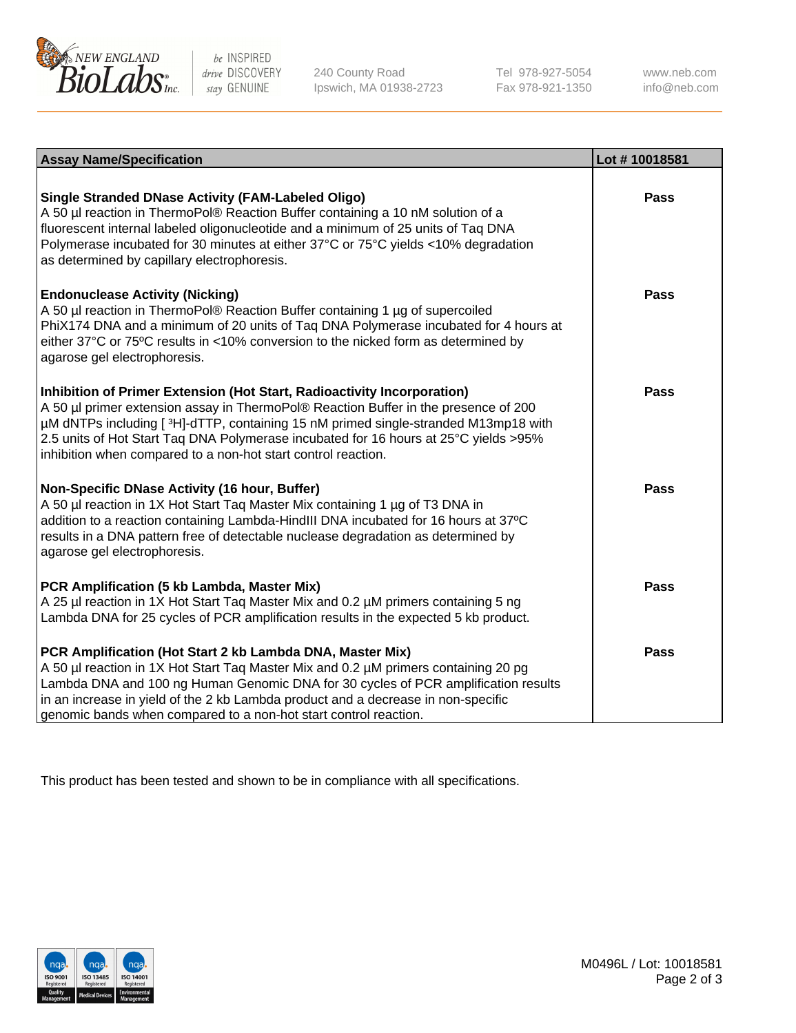| Assay Name/Specification | Lot # 10018581 |
|---|---|
| **Single Stranded DNase Activity (FAM-Labeled Oligo)** A 50 µl reaction in ThermoPol® Reaction Buffer containing a 10 nM solution of a fluorescent internal labeled oligonucleotide and a minimum of 25 units of Taq DNA Polymerase incubated for 30 minutes at either 37°C or 75°C yields <10% degradation as determined by capillary electrophoresis. | Pass |
| **Endonuclease Activity (Nicking)** A 50 µl reaction in ThermoPol® Reaction Buffer containing 1 µg of supercoiled PhiX174 DNA and a minimum of 20 units of Taq DNA Polymerase incubated for 4 hours at either 37°C or 75ºC results in <10% conversion to the nicked form as determined by agarose gel electrophoresis. | Pass |
| **Inhibition of Primer Extension (Hot Start, Radioactivity Incorporation)** A 50 µl primer extension assay in ThermoPol® Reaction Buffer in the presence of 200 µM dNTPs including [ $^{3}$H]-dTTP, containing 15 nM primed single-stranded M13mp18 with 2.5 units of Hot Start Taq DNA Polymerase incubated for 16 hours at 25°C yields >95% inhibition when compared to a non-hot start control reaction. | Pass |
| **Non-Specific DNase Activity (16 hour, Buffer)** A 50 µl reaction in 1X Hot Start Taq Master Mix containing 1 µg of T3 DNA in addition to a reaction containing Lambda-HindIII DNA incubated for 16 hours at 37ºC results in a DNA pattern free of detectable nuclease degradation as determined by agarose gel electrophoresis. | Pass |
| **PCR Amplification (5 kb Lambda, Master Mix)** A 25 µl reaction in 1X Hot Start Taq Master Mix and 0.2 µM primers containing 5 ng Lambda DNA for 25 cycles of PCR amplification results in the expected 5 kb product. | Pass |
| **PCR Amplification (Hot Start 2 kb Lambda DNA, Master Mix)** A 50 µl reaction in 1X Hot Start Taq Master Mix and 0.2 µM primers containing 20 pg Lambda DNA and 100 ng Human Genomic DNA for 30 cycles of PCR amplification results in an increase in yield of the 2 kb Lambda product and a decrease in non-specific genomic bands when compared to a non-hot start control reaction. | Pass |

This product has been tested and shown to be in compliance with all specifications.

M0496L / Lot: 10018581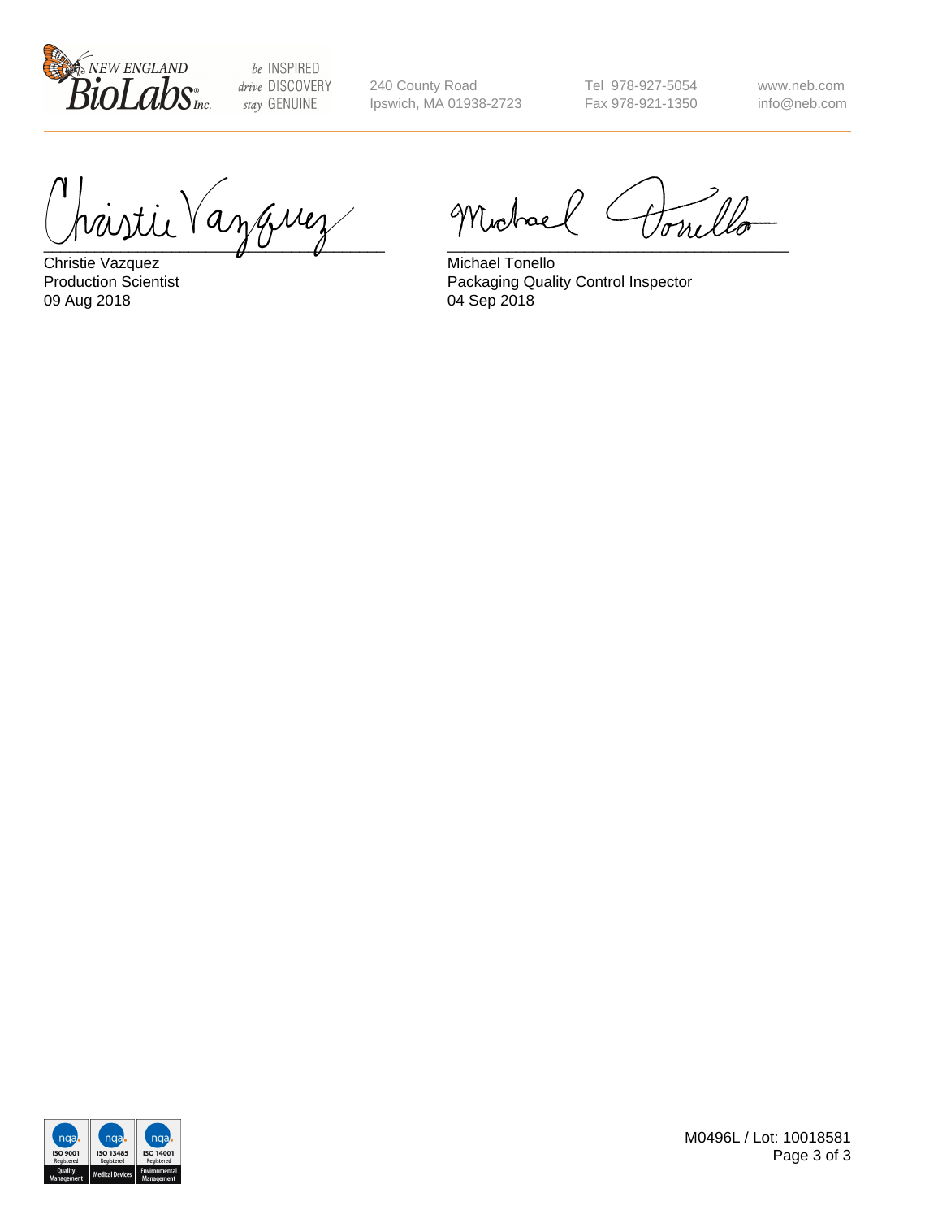Christie Vazquez
Production Scientist
09 Aug 2018

Michael Tonello
Packaging Quality Control Inspector
04 Sep 2018

M0496L / Lot: 10018581